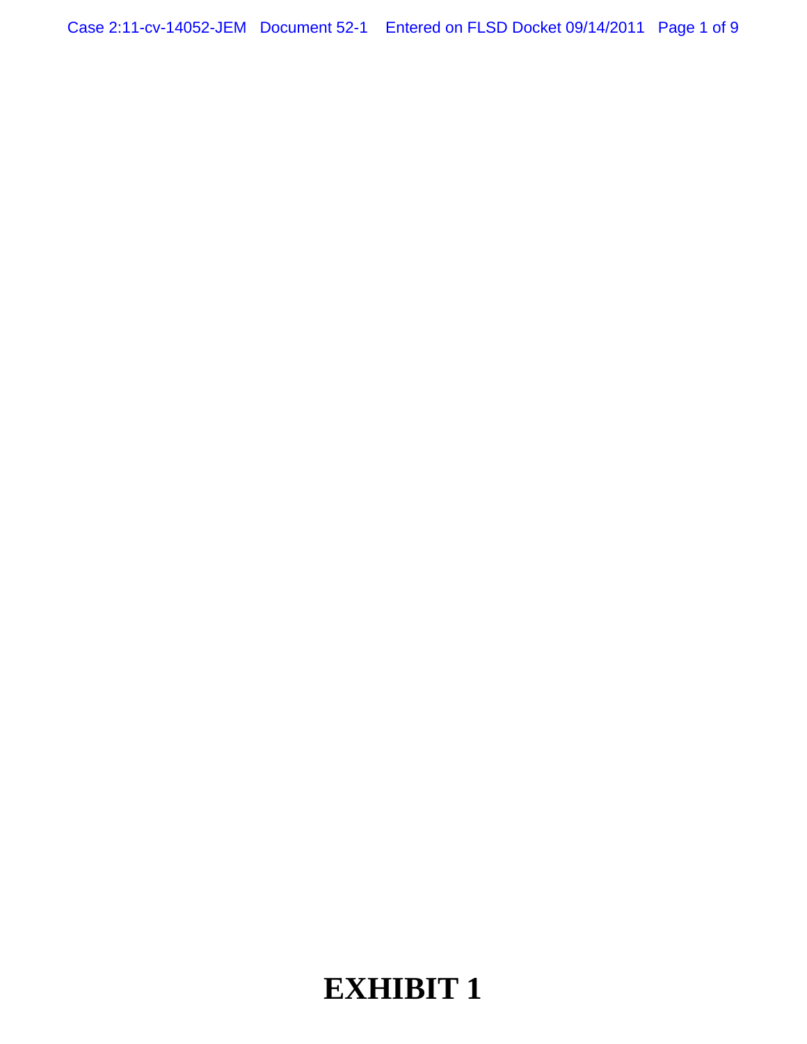# EXHIBIT 1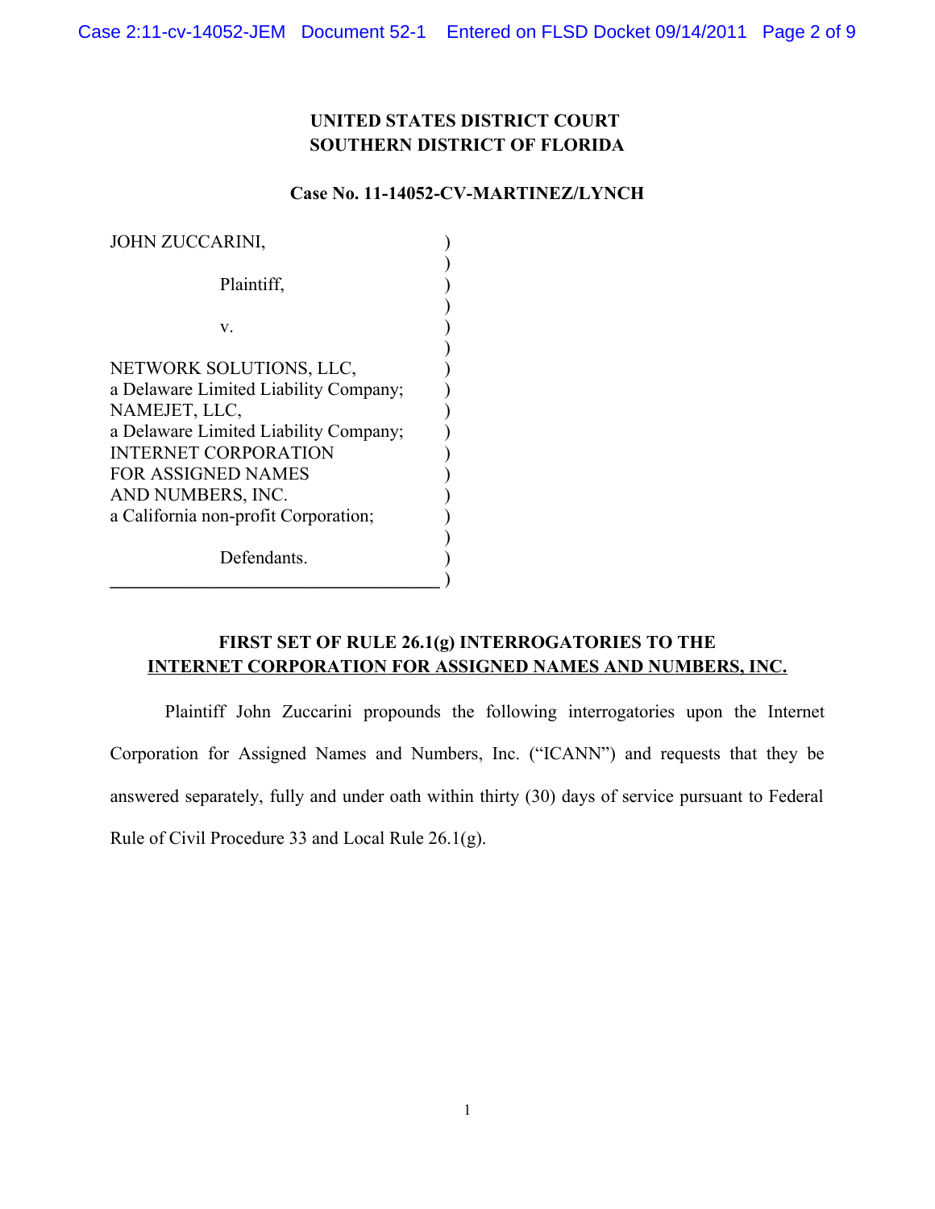**UNITED STATES DISTRICT COURT**
**SOUTHERN DISTRICT OF FLORIDA**

**Case No. 11-14052-CV-MARTINEZ/LYNCH**

JOHN ZUCCARINI,

Plaintiff,

v.

NETWORK SOLUTIONS, LLC,
a Delaware Limited Liability Company;
NAMEJET, LLC,
a Delaware Limited Liability Company;
INTERNET CORPORATION
FOR ASSIGNED NAMES
AND NUMBERS, INC.
a California non-profit Corporation;

Defendants.

**FIRST SET OF RULE 26.1(g) INTERROGATORIES TO THE**
**INTERNET CORPORATION FOR ASSIGNED NAMES AND NUMBERS, INC.**

Plaintiff John Zuccarini propounds the following interrogatories upon the Internet Corporation for Assigned Names and Numbers, Inc. ("ICANN") and requests that they be answered separately, fully and under oath within thirty (30) days of service pursuant to Federal Rule of Civil Procedure 33 and Local Rule 26.1(g).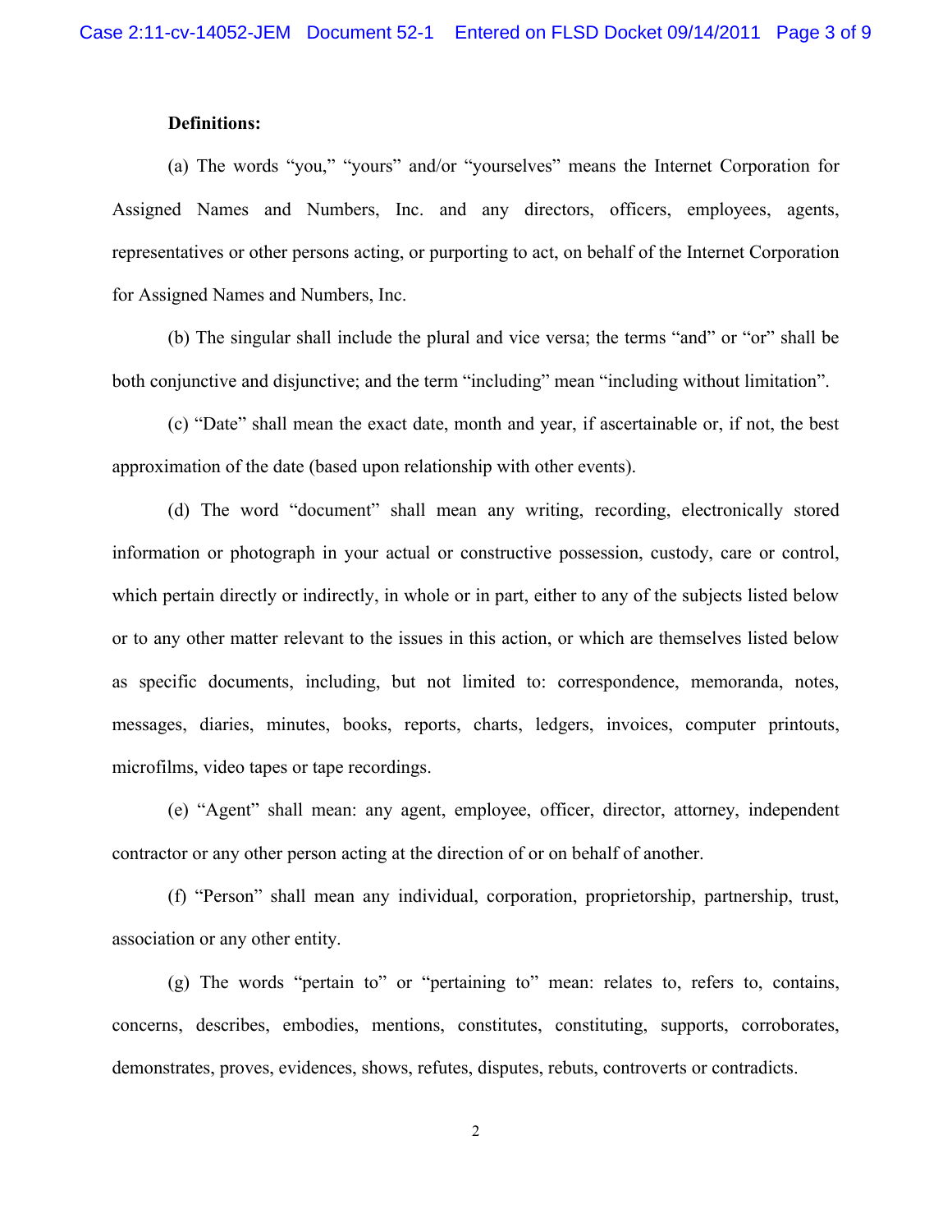**Definitions:**

(a) The words “you,” “yours” and/or “yourselves” means the Internet Corporation for Assigned Names and Numbers, Inc. and any directors, officers, employees, agents, representatives or other persons acting, or purporting to act, on behalf of the Internet Corporation for Assigned Names and Numbers, Inc.

(b) The singular shall include the plural and vice versa; the terms “and” or “or” shall be both conjunctive and disjunctive; and the term “including” mean “including without limitation”.

(c) “Date” shall mean the exact date, month and year, if ascertainable or, if not, the best approximation of the date (based upon relationship with other events).

(d) The word “document” shall mean any writing, recording, electronically stored information or photograph in your actual or constructive possession, custody, care or control, which pertain directly or indirectly, in whole or in part, either to any of the subjects listed below or to any other matter relevant to the issues in this action, or which are themselves listed below as specific documents, including, but not limited to: correspondence, memoranda, notes, messages, diaries, minutes, books, reports, charts, ledgers, invoices, computer printouts, microfilms, video tapes or tape recordings.

(e) “Agent” shall mean: any agent, employee, officer, director, attorney, independent contractor or any other person acting at the direction of or on behalf of another.

(f) “Person” shall mean any individual, corporation, proprietorship, partnership, trust, association or any other entity.

(g) The words “pertain to” or “pertaining to” mean: relates to, refers to, contains, concerns, describes, embodies, mentions, constitutes, constituting, supports, corroborates, demonstrates, proves, evidences, shows, refutes, disputes, rebuts, controverts or contradicts.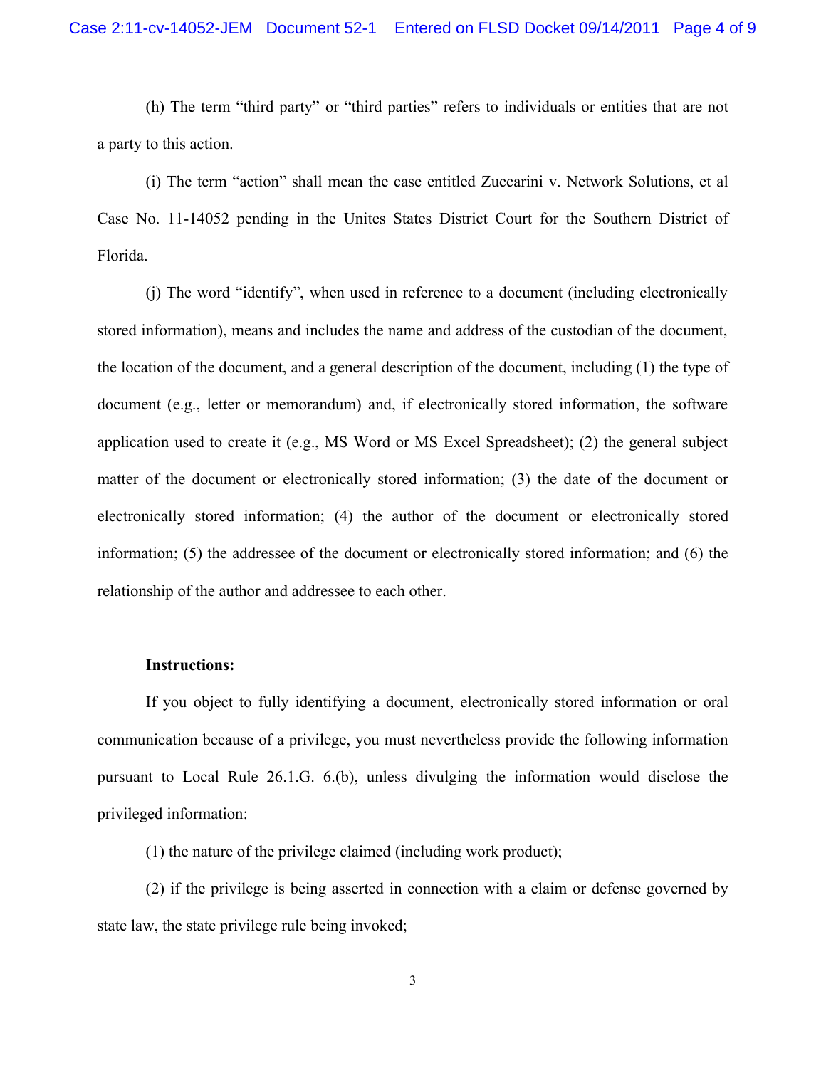(h) The term "third party" or "third parties" refers to individuals or entities that are not a party to this action.

(i) The term "action" shall mean the case entitled Zuccarini v. Network Solutions, et al Case No. 11-14052 pending in the Unites States District Court for the Southern District of Florida.

(j) The word "identify", when used in reference to a document (including electronically stored information), means and includes the name and address of the custodian of the document, the location of the document, and a general description of the document, including (1) the type of document (e.g., letter or memorandum) and, if electronically stored information, the software application used to create it (e.g., MS Word or MS Excel Spreadsheet); (2) the general subject matter of the document or electronically stored information; (3) the date of the document or electronically stored information; (4) the author of the document or electronically stored information; (5) the addressee of the document or electronically stored information; and (6) the relationship of the author and addressee to each other.

**Instructions:**

If you object to fully identifying a document, electronically stored information or oral communication because of a privilege, you must nevertheless provide the following information pursuant to Local Rule 26.1.G. 6.(b), unless divulging the information would disclose the privileged information:

(1) the nature of the privilege claimed (including work product);

(2) if the privilege is being asserted in connection with a claim or defense governed by state law, the state privilege rule being invoked;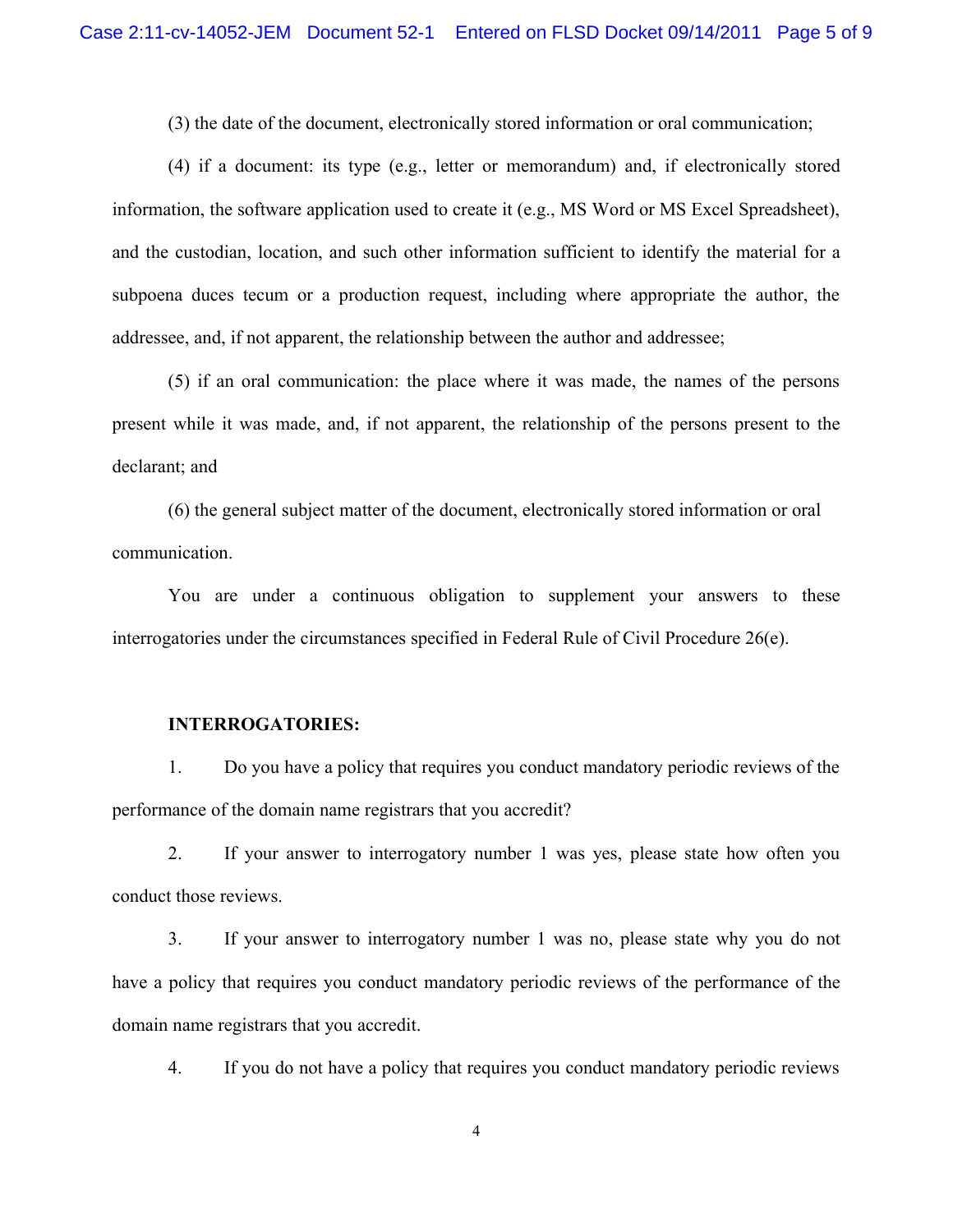(3) the date of the document, electronically stored information or oral communication;

(4) if a document: its type (e.g., letter or memorandum) and, if electronically stored information, the software application used to create it (e.g., MS Word or MS Excel Spreadsheet), and the custodian, location, and such other information sufficient to identify the material for a subpoena duces tecum or a production request, including where appropriate the author, the addressee, and, if not apparent, the relationship between the author and addressee;

(5) if an oral communication: the place where it was made, the names of the persons present while it was made, and, if not apparent, the relationship of the persons present to the declarant; and

(6) the general subject matter of the document, electronically stored information or oral communication.

You are under a continuous obligation to supplement your answers to these interrogatories under the circumstances specified in Federal Rule of Civil Procedure 26(e).

**INTERROGATORIES:**

1. Do you have a policy that requires you conduct mandatory periodic reviews of the performance of the domain name registrars that you accredit?

2. If your answer to interrogatory number 1 was yes, please state how often you conduct those reviews.

3. If your answer to interrogatory number 1 was no, please state why you do not have a policy that requires you conduct mandatory periodic reviews of the performance of the domain name registrars that you accredit.

4. If you do not have a policy that requires you conduct mandatory periodic reviews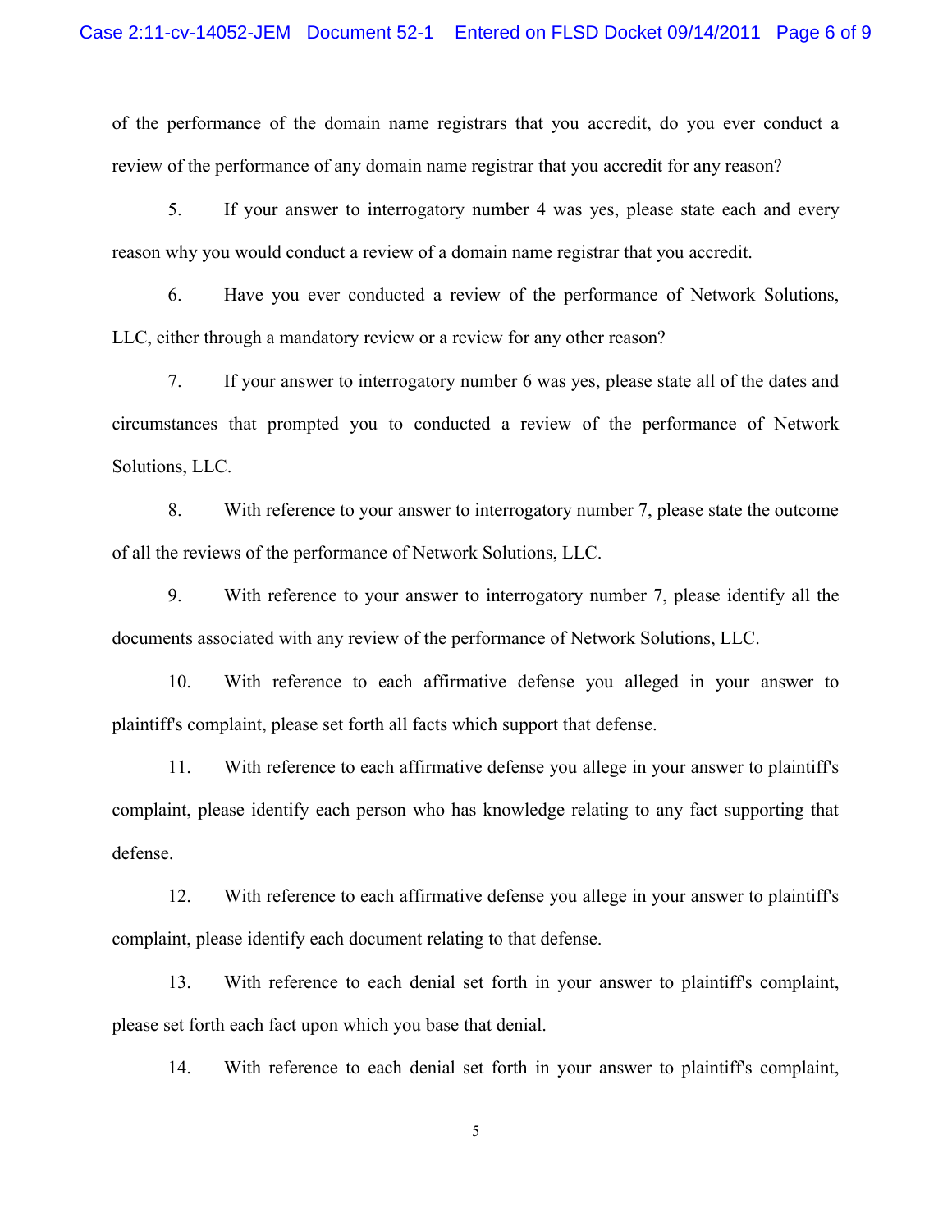of the performance of the domain name registrars that you accredit, do you ever conduct a review of the performance of any domain name registrar that you accredit for any reason?

5. If your answer to interrogatory number 4 was yes, please state each and every reason why you would conduct a review of a domain name registrar that you accredit.

6. Have you ever conducted a review of the performance of Network Solutions, LLC, either through a mandatory review or a review for any other reason?

7. If your answer to interrogatory number 6 was yes, please state all of the dates and circumstances that prompted you to conducted a review of the performance of Network Solutions, LLC.

8. With reference to your answer to interrogatory number 7, please state the outcome of all the reviews of the performance of Network Solutions, LLC.

9. With reference to your answer to interrogatory number 7, please identify all the documents associated with any review of the performance of Network Solutions, LLC.

10. With reference to each affirmative defense you alleged in your answer to plaintiff's complaint, please set forth all facts which support that defense.

11. With reference to each affirmative defense you allege in your answer to plaintiff's complaint, please identify each person who has knowledge relating to any fact supporting that defense.

12. With reference to each affirmative defense you allege in your answer to plaintiff's complaint, please identify each document relating to that defense.

13. With reference to each denial set forth in your answer to plaintiff's complaint, please set forth each fact upon which you base that denial.

14. With reference to each denial set forth in your answer to plaintiff's complaint,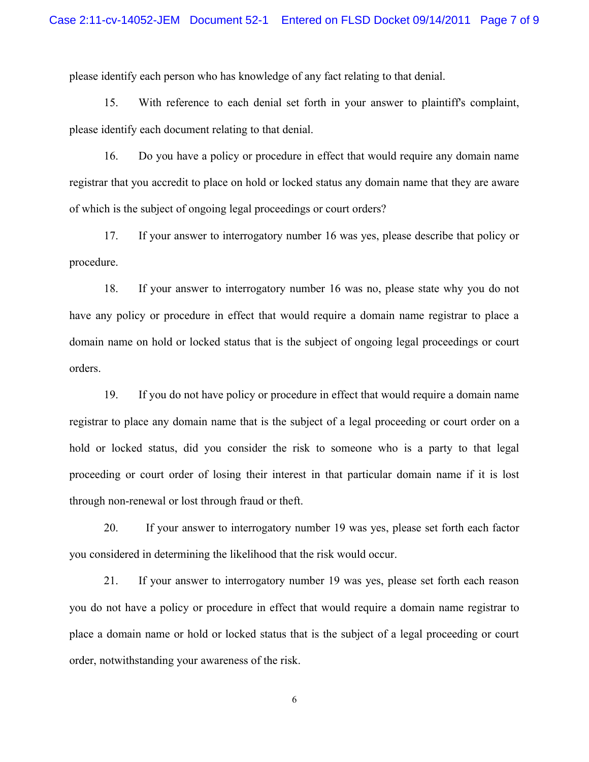please identify each person who has knowledge of any fact relating to that denial.

15. With reference to each denial set forth in your answer to plaintiff's complaint, please identify each document relating to that denial.

16. Do you have a policy or procedure in effect that would require any domain name registrar that you accredit to place on hold or locked status any domain name that they are aware of which is the subject of ongoing legal proceedings or court orders?

17. If your answer to interrogatory number 16 was yes, please describe that policy or procedure.

18. If your answer to interrogatory number 16 was no, please state why you do not have any policy or procedure in effect that would require a domain name registrar to place a domain name on hold or locked status that is the subject of ongoing legal proceedings or court orders.

19. If you do not have policy or procedure in effect that would require a domain name registrar to place any domain name that is the subject of a legal proceeding or court order on a hold or locked status, did you consider the risk to someone who is a party to that legal proceeding or court order of losing their interest in that particular domain name if it is lost through non-renewal or lost through fraud or theft.

20. If your answer to interrogatory number 19 was yes, please set forth each factor you considered in determining the likelihood that the risk would occur.

21. If your answer to interrogatory number 19 was yes, please set forth each reason you do not have a policy or procedure in effect that would require a domain name registrar to place a domain name or hold or locked status that is the subject of a legal proceeding or court order, notwithstanding your awareness of the risk.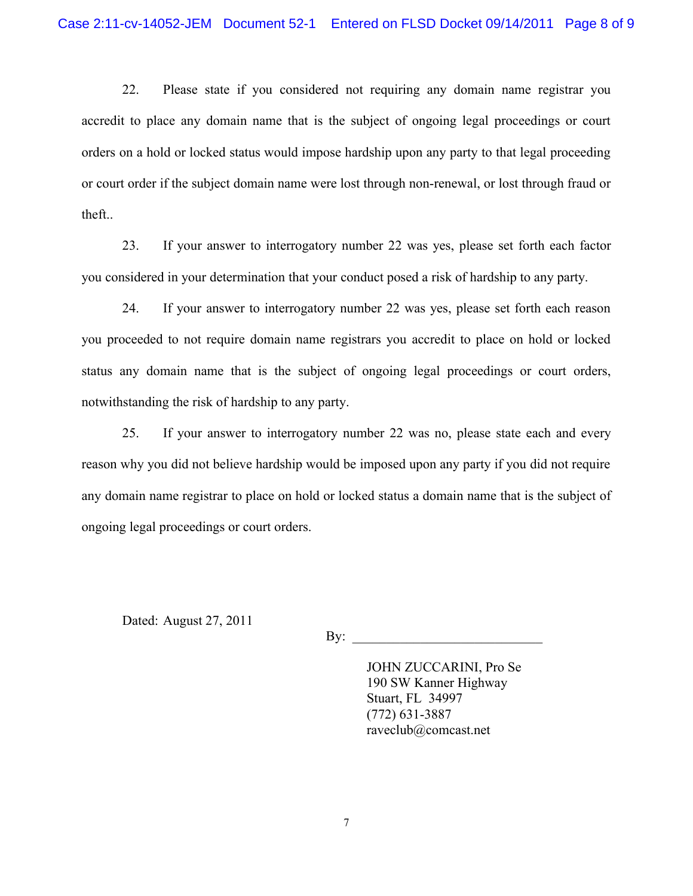22. Please state if you considered not requiring any domain name registrar you accredit to place any domain name that is the subject of ongoing legal proceedings or court orders on a hold or locked status would impose hardship upon any party to that legal proceeding or court order if the subject domain name were lost through non-renewal, or lost through fraud or theft..

23. If your answer to interrogatory number 22 was yes, please set forth each factor you considered in your determination that your conduct posed a risk of hardship to any party.

24. If your answer to interrogatory number 22 was yes, please set forth each reason you proceeded to not require domain name registrars you accredit to place on hold or locked status any domain name that is the subject of ongoing legal proceedings or court orders, notwithstanding the risk of hardship to any party.

25. If your answer to interrogatory number 22 was no, please state each and every reason why you did not believe hardship would be imposed upon any party if you did not require any domain name registrar to place on hold or locked status a domain name that is the subject of ongoing legal proceedings or court orders.

Dated: August 27, 2011

By: ___________________________

JOHN ZUCCARINI, Pro Se
190 SW Kanner Highway
Stuart, FL 34997
(772) 631-3887
raveclub@comcast.net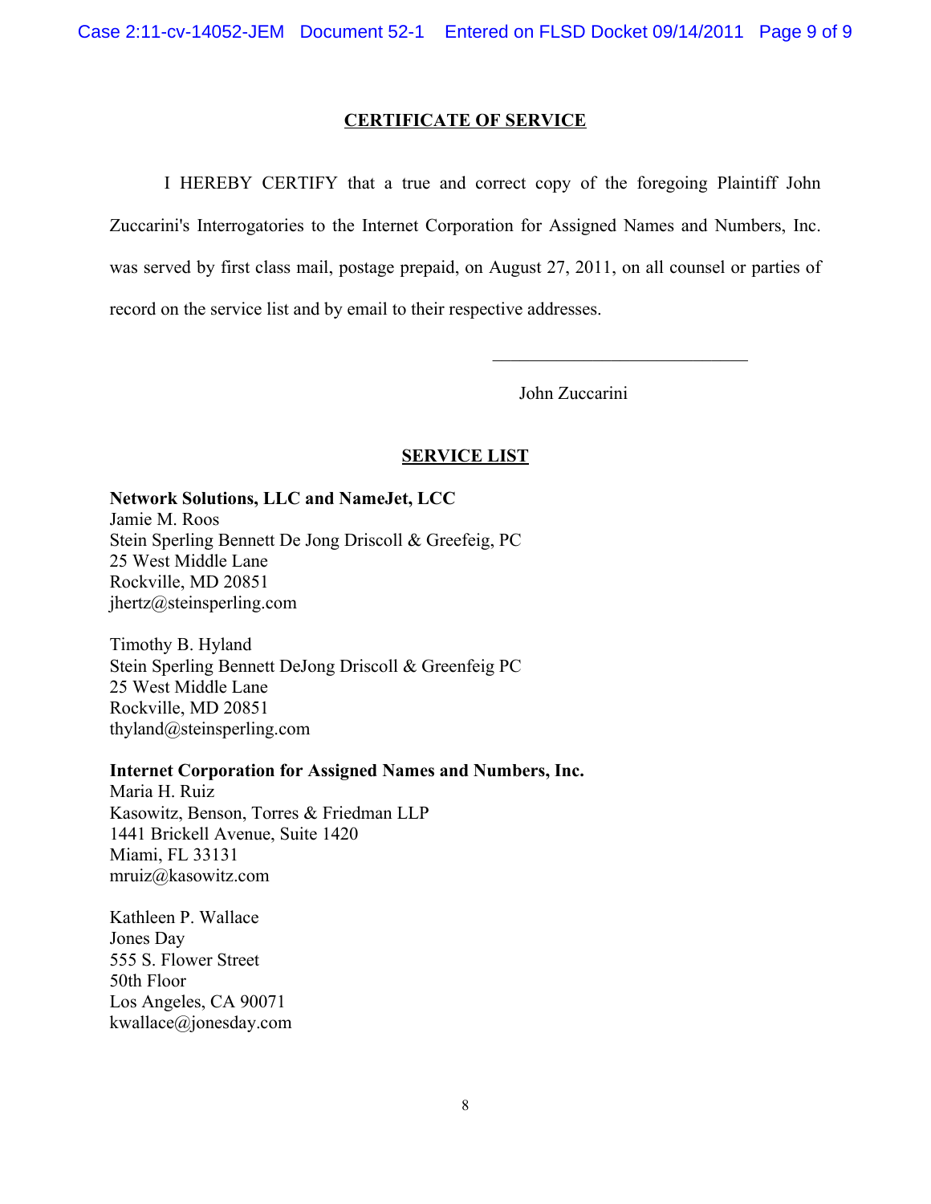## CERTIFICATE OF SERVICE

I HEREBY CERTIFY that a true and correct copy of the foregoing Plaintiff John Zuccarini's Interrogatories to the Internet Corporation for Assigned Names and Numbers, Inc. was served by first class mail, postage prepaid, on August 27, 2011, on all counsel or parties of record on the service list and by email to their respective addresses.

\_\_\_\_\_\_\_\_\_\_\_\_\_\_\_\_\_\_\_\_\_\_\_\_\_\_\_\_\_\_

John Zuccarini

## SERVICE LIST

**Network Solutions, LLC and NameJet, LCC**
Jamie M. Roos
Stein Sperling Bennett De Jong Driscoll & Greefeig, PC
25 West Middle Lane
Rockville, MD 20851
jhertz@steinsperling.com

Timothy B. Hyland
Stein Sperling Bennett DeJong Driscoll & Greenfeig PC
25 West Middle Lane
Rockville, MD 20851
thyland@steinsperling.com

**Internet Corporation for Assigned Names and Numbers, Inc.**
Maria H. Ruiz
Kasowitz, Benson, Torres & Friedman LLP
1441 Brickell Avenue, Suite 1420
Miami, FL 33131
mruiz@kasowitz.com

Kathleen P. Wallace
Jones Day
555 S. Flower Street
50th Floor
Los Angeles, CA 90071
kwallace@jonesday.com